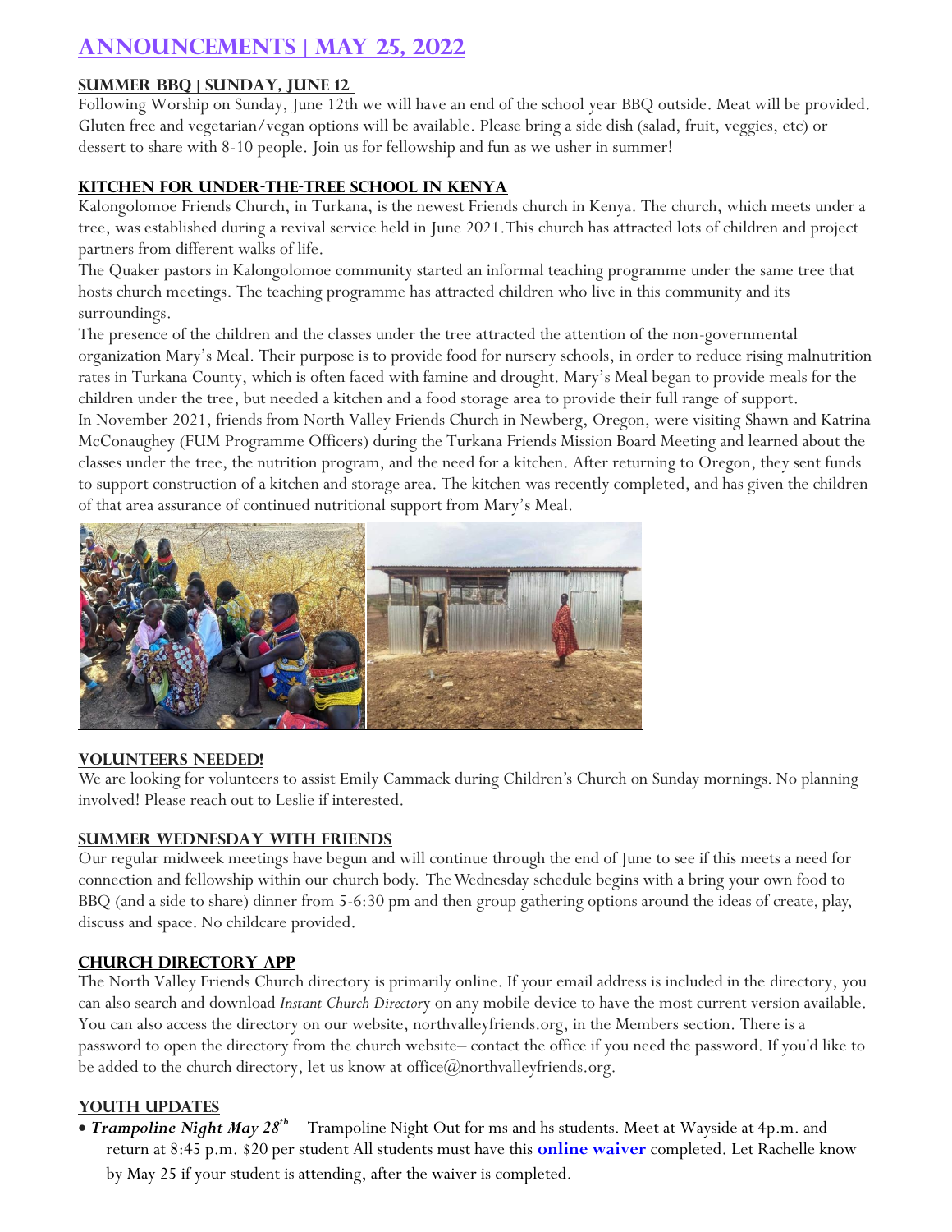# Announcements | May 25, 2022

## Summer BBQ | Sunday, June 12

Following Worship on Sunday, June 12th we will have an end of the school year BBQ outside. Meat will be provided. Gluten free and vegetarian/vegan options will be available. Please bring a side dish (salad, fruit, veggies, etc) or dessert to share with 8-10 people. Join us for fellowship and fun as we usher in summer!

## Kitchen for Under-the-Tree School in Kenya

Kalongolomoe Friends Church, in Turkana, is the newest Friends church in Kenya. The church, which meets under a tree, was established during a revival service held in June 2021. This church has attracted lots of children and project partners from different walks of life.

The Quaker pastors in Kalongolomoe community started an informal teaching programme under the same tree that hosts church meetings. The teaching programme has attracted children who live in this community and its surroundings.

The presence of the children and the classes under the tree attracted the attention of the non-governmental organization Mary's Meal. Their purpose is to provide food for nursery schools, in order to reduce rising malnutrition rates in Turkana County, which is often faced with famine and drought. Mary's Meal began to provide meals for the children under the tree, but needed a kitchen and a food storage area to provide their full range of support.

In November 2021, friends from North Valley Friends Church in Newberg, Oregon, were visiting Shawn and Katrina McConaughey (FUM Programme Officers) during the Turkana Friends Mission Board Meeting and learned about the classes under the tree, the nutrition program, and the need for a kitchen. After returning to Oregon, they sent funds to support construction of a kitchen and storage area. The kitchen was recently completed, and has given the children of that area assurance of continued nutritional support from Mary's Meal.

## Volunteers Needed!

We are looking for volunteers to assist Emily Cammack during Children's Church on Sunday mornings. No planning involved! Please reach out to Leslie if interested.

## Summer Wednesday with Friends

Our regular midweek meetings have begun and will continue through the end of June to see if this meets a need for connection and fellowship within our church body. The Wednesday schedule begins with a bring your own food to BBQ (and a side to share) dinner from 5-6:30 pm and then group gathering options around the ideas of create, play, discuss and space. No childcare provided.

## Church Directory App

The North Valley Friends Church directory is primarily online. If your email address is included in the directory, you can also search and download *Instant Church Directory* on any mobile device to have the most current version available. You can also access the directory on our website, northvalleyfriends.org, in the Members section. There is a password to open the directory from the church website– contact the office if you need the password. If you'd like to be added to the church directory, let us know at office@northvalleyfriends.org.

## Youth Updates

- ***Trampoline Night May 28th***—Trampoline Night Out for ms and hs students. Meet at Wayside at 4p.m. and return at 8:45 p.m. $20 per student All students must have this **online waiver** completed. Let Rachelle know by May 25 if your student is attending, after the waiver is completed.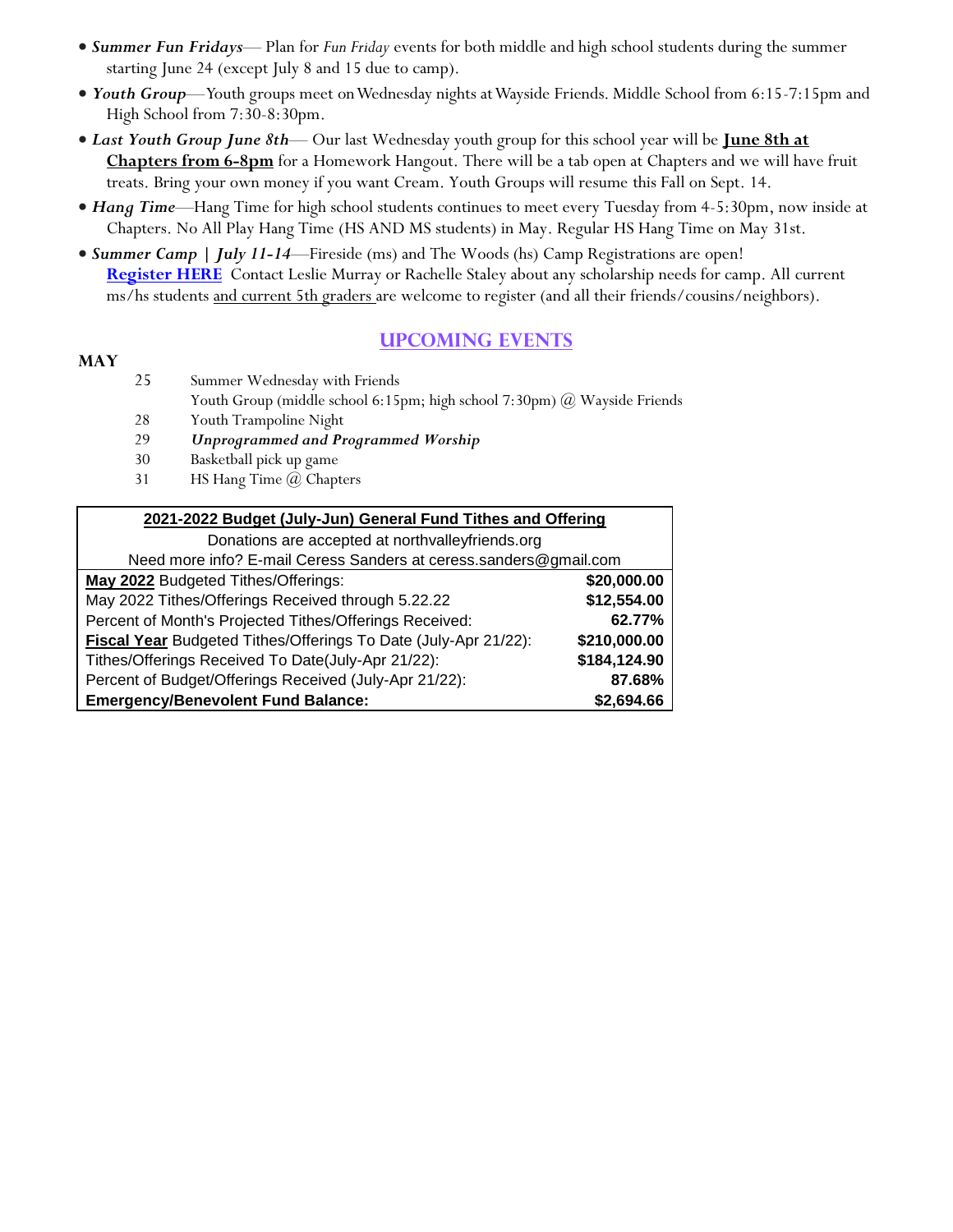- ***Summer Fun Fridays***— Plan for *Fun Friday* events for both middle and high school students during the summer starting June 24 (except July 8 and 15 due to camp).
- ***Youth Group***—Youth groups meet on Wednesday nights at Wayside Friends. Middle School from 6:15-7:15pm and High School from 7:30-8:30pm.
- ***Last Youth Group June 8th***— Our last Wednesday youth group for this school year will be **June 8th at Chapters from 6-8pm** for a Homework Hangout. There will be a tab open at Chapters and we will have fruit treats. Bring your own money if you want Cream. Youth Groups will resume this Fall on Sept. 14.
- ***Hang Time***—Hang Time for high school students continues to meet every Tuesday from 4-5:30pm, now inside at Chapters. No All Play Hang Time (HS AND MS students) in May. Regular HS Hang Time on May 31st.
- ***Summer Camp | July 11-14***—Fireside (ms) and The Woods (hs) Camp Registrations are open! **Register HERE** Contact Leslie Murray or Rachelle Staley about any scholarship needs for camp. All current ms/hs students and current 5th graders are welcome to register (and all their friends/cousins/neighbors).

## UPCOMING EVENTS

**MAY**

| | |
|---|---|
| 25 | Summer Wednesday with Friends<br>Youth Group (middle school 6:15pm; high school 7:30pm) @ Wayside Friends |
| 28 | Youth Trampoline Night |
| 29 | ***Unprogrammed and Programmed Worship*** |
| 30 | Basketball pick up game |
| 31 | HS Hang Time @ Chapters |

| **2021-2022 Budget (July-Jun) General Fund Tithes and Offering** | |
|---|---|
| Donations are accepted at northvalleyfriends.org | |
| Need more info? E-mail Ceress Sanders at ceress.sanders@gmail.com | |
| **May 2022** Budgeted Tithes/Offerings: | **$20,000.00** |
| May 2022 Tithes/Offerings Received through 5.22.22 | **$12,554.00** |
| Percent of Month's Projected Tithes/Offerings Received: | **62.77%** |
| **Fiscal Year** Budgeted Tithes/Offerings To Date (July-Apr 21/22): | **$210,000.00** |
| Tithes/Offerings Received To Date(July-Apr 21/22): | **$184,124.90** |
| Percent of Budget/Offerings Received (July-Apr 21/22): | **87.68%** |
| **Emergency/Benevolent Fund Balance:** | **$2,694.66** |